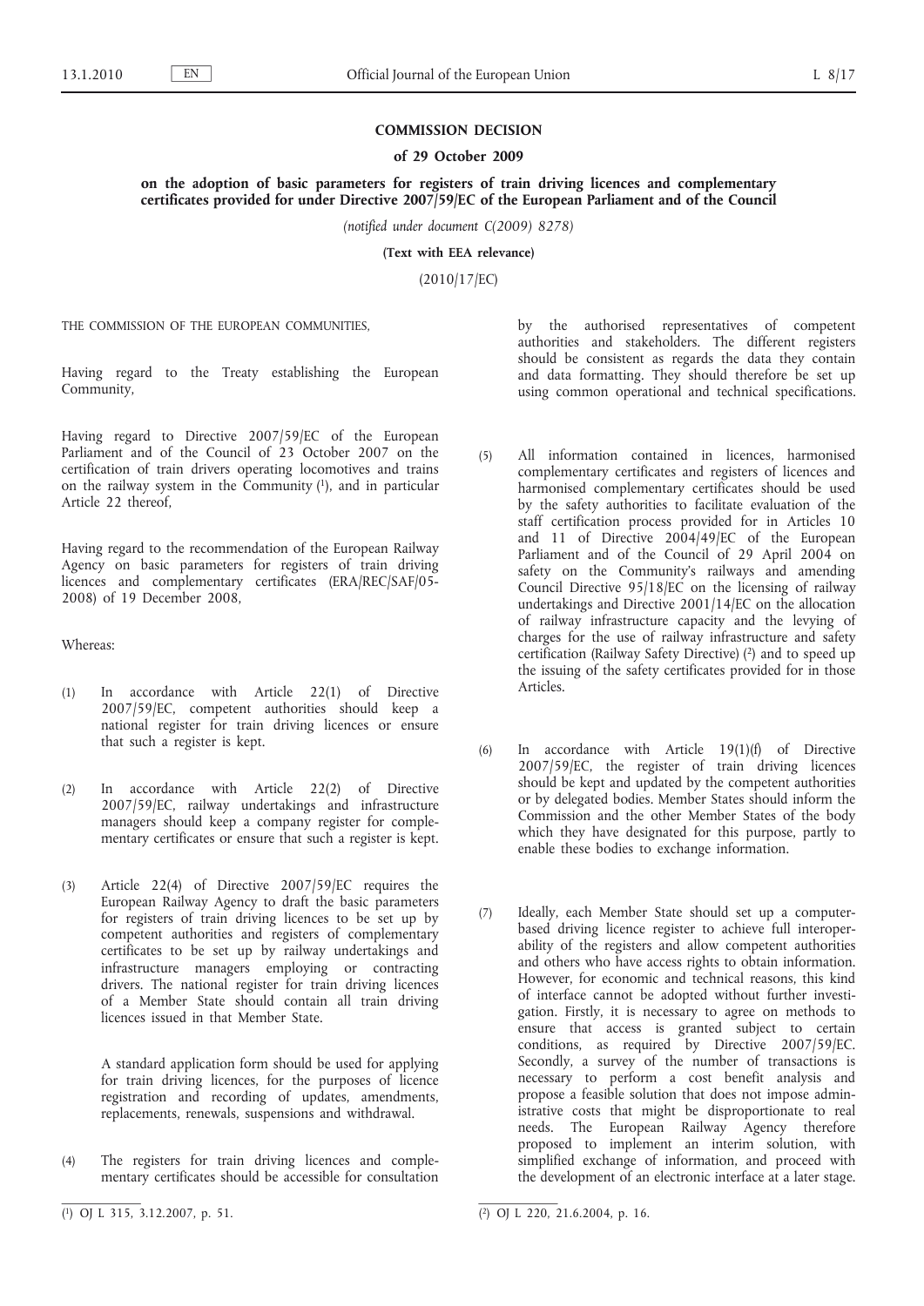# COMMISSION DECISION

## of 29 October 2009

## on the adoption of basic parameters for registers of train driving licences and complementary certificates provided for under Directive 2007/59/EC of the European Parliament and of the Council

*(notified under document C(2009) 8278)*

**(Text with EEA relevance)**

(2010/17/EC)

THE COMMISSION OF THE EUROPEAN COMMUNITIES,

Having regard to the Treaty establishing the European Community,

Having regard to Directive 2007/59/EC of the European Parliament and of the Council of 23 October 2007 on the certification of train drivers operating locomotives and trains on the railway system in the Community [1], and in particular Article 22 thereof,

Having regard to the recommendation of the European Railway Agency on basic parameters for registers of train driving licences and complementary certificates (ERA/REC/SAF/05-2008) of 19 December 2008,

Whereas:

(1) In accordance with Article 22(1) of Directive 2007/59/EC, competent authorities should keep a national register for train driving licences or ensure that such a register is kept.

(2) In accordance with Article 22(2) of Directive 2007/59/EC, railway undertakings and infrastructure managers should keep a company register for complementary certificates or ensure that such a register is kept.

(3) Article 22(4) of Directive 2007/59/EC requires the European Railway Agency to draft the basic parameters for registers of train driving licences to be set up by competent authorities and registers of complementary certificates to be set up by railway undertakings and infrastructure managers employing or contracting drivers. The national register for train driving licences of a Member State should contain all train driving licences issued in that Member State.

A standard application form should be used for applying for train driving licences, for the purposes of licence registration and recording of updates, amendments, replacements, renewals, suspensions and withdrawal.

(4) The registers for train driving licences and complementary certificates should be accessible for consultation by the authorised representatives of competent authorities and stakeholders. The different registers should be consistent as regards the data they contain and data formatting. They should therefore be set up using common operational and technical specifications.

(5) All information contained in licences, harmonised complementary certificates and registers of licences and harmonised complementary certificates should be used by the safety authorities to facilitate evaluation of the staff certification process provided for in Articles 10 and 11 of Directive 2004/49/EC of the European Parliament and of the Council of 29 April 2004 on safety on the Community's railways and amending Council Directive 95/18/EC on the licensing of railway undertakings and Directive 2001/14/EC on the allocation of railway infrastructure capacity and the levying of charges for the use of railway infrastructure and safety certification (Railway Safety Directive) [2] and to speed up the issuing of the safety certificates provided for in those Articles.

(6) In accordance with Article 19(1)(f) of Directive 2007/59/EC, the register of train driving licences should be kept and updated by the competent authorities or by delegated bodies. Member States should inform the Commission and the other Member States of the body which they have designated for this purpose, partly to enable these bodies to exchange information.

(7) Ideally, each Member State should set up a computer-based driving licence register to achieve full interoperability of the registers and allow competent authorities and others who have access rights to obtain information. However, for economic and technical reasons, this kind of interface cannot be adopted without further investigation. Firstly, it is necessary to agree on methods to ensure that access is granted subject to certain conditions, as required by Directive 2007/59/EC. Secondly, a survey of the number of transactions is necessary to perform a cost benefit analysis and propose a feasible solution that does not impose administrative costs that might be disproportionate to real needs. The European Railway Agency therefore proposed to implement an interim solution, with simplified exchange of information, and proceed with the development of an electronic interface at a later stage.

---

[1] OJ L 315, 3.12.2007, p. 51.

[2] OJ L 220, 21.6.2004, p. 16.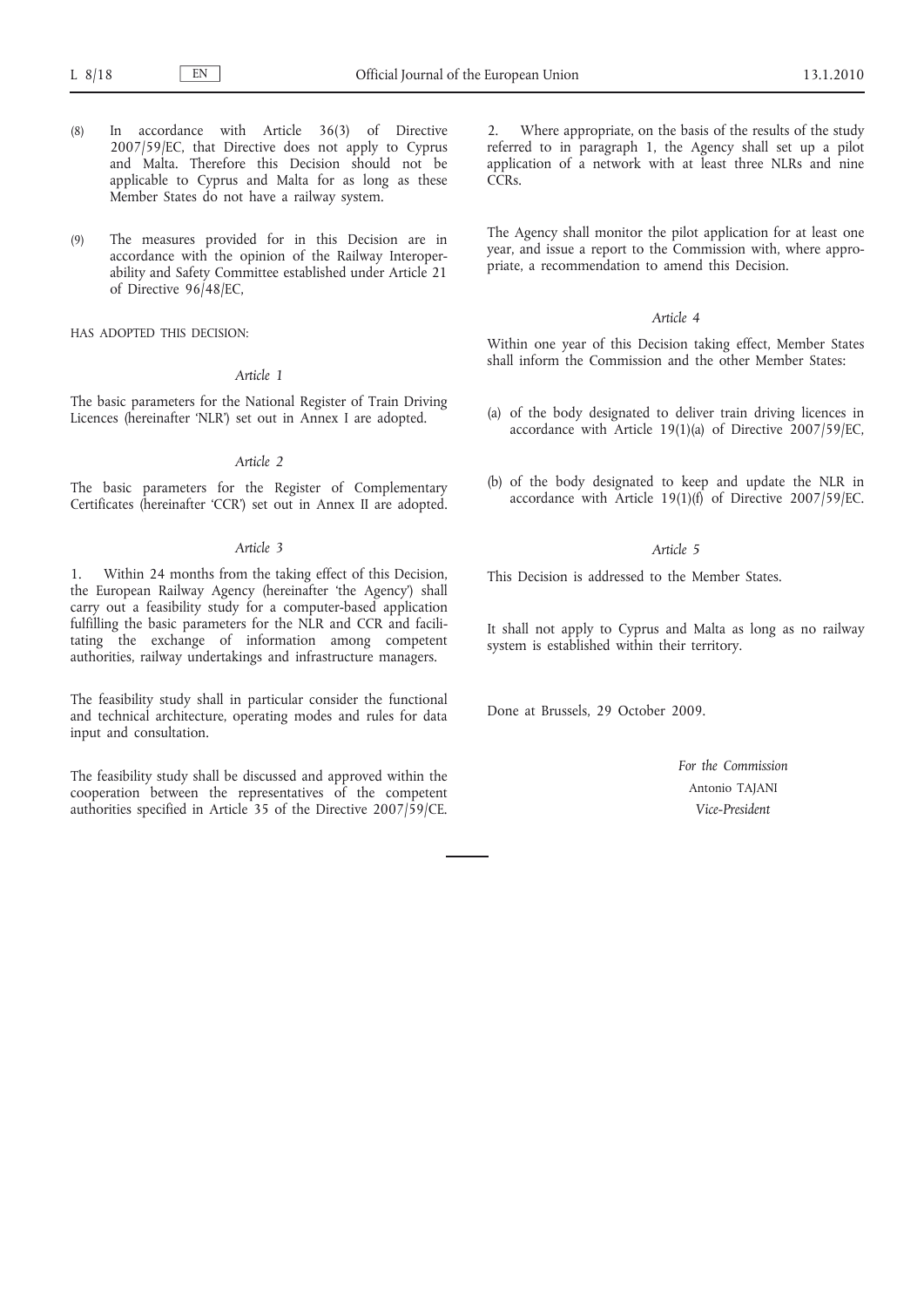(8) In accordance with Article 36(3) of Directive 2007/59/EC, that Directive does not apply to Cyprus and Malta. Therefore this Decision should not be applicable to Cyprus and Malta for as long as these Member States do not have a railway system.

(9) The measures provided for in this Decision are in accordance with the opinion of the Railway Interoperability and Safety Committee established under Article 21 of Directive 96/48/EC,

HAS ADOPTED THIS DECISION:

*Article 1*

The basic parameters for the National Register of Train Driving Licences (hereinafter 'NLR') set out in Annex I are adopted.

*Article 2*

The basic parameters for the Register of Complementary Certificates (hereinafter 'CCR') set out in Annex II are adopted.

*Article 3*

1. Within 24 months from the taking effect of this Decision, the European Railway Agency (hereinafter 'the Agency') shall carry out a feasibility study for a computer-based application fulfilling the basic parameters for the NLR and CCR and facilitating the exchange of information among competent authorities, railway undertakings and infrastructure managers.

The feasibility study shall in particular consider the functional and technical architecture, operating modes and rules for data input and consultation.

The feasibility study shall be discussed and approved within the cooperation between the representatives of the competent authorities specified in Article 35 of the Directive 2007/59/CE.

2. Where appropriate, on the basis of the results of the study referred to in paragraph 1, the Agency shall set up a pilot application of a network with at least three NLRs and nine CCRs.

The Agency shall monitor the pilot application for at least one year, and issue a report to the Commission with, where appropriate, a recommendation to amend this Decision.

*Article 4*

Within one year of this Decision taking effect, Member States shall inform the Commission and the other Member States:

(a) of the body designated to deliver train driving licences in accordance with Article 19(1)(a) of Directive 2007/59/EC,

(b) of the body designated to keep and update the NLR in accordance with Article 19(1)(f) of Directive 2007/59/EC.

*Article 5*

This Decision is addressed to the Member States.

It shall not apply to Cyprus and Malta as long as no railway system is established within their territory.

Done at Brussels, 29 October 2009.

*For the Commission*

Antonio TAJANI

*Vice-President*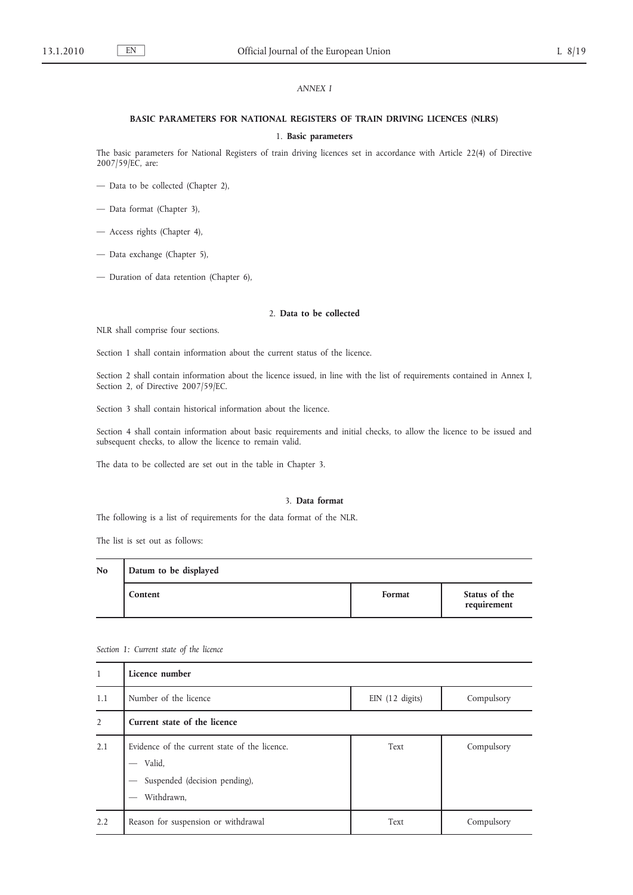*ANNEX I*

## BASIC PARAMETERS FOR NATIONAL REGISTERS OF TRAIN DRIVING LICENCES (NLRS)

### 1. **Basic parameters**

The basic parameters for National Registers of train driving licences set in accordance with Article 22(4) of Directive 2007/59/EC, are:

— Data to be collected (Chapter 2),

— Data format (Chapter 3),

— Access rights (Chapter 4),

— Data exchange (Chapter 5),

— Duration of data retention (Chapter 6),

### 2. **Data to be collected**

NLR shall comprise four sections.

Section 1 shall contain information about the current status of the licence.

Section 2 shall contain information about the licence issued, in line with the list of requirements contained in Annex I, Section 2, of Directive 2007/59/EC.

Section 3 shall contain historical information about the licence.

Section 4 shall contain information about basic requirements and initial checks, to allow the licence to be issued and subsequent checks, to allow the licence to remain valid.

The data to be collected are set out in the table in Chapter 3.

### 3. **Data format**

The following is a list of requirements for the data format of the NLR.

The list is set out as follows:

| No | Datum to be displayed | | |
|---|---|---|---|
| | **Content** | **Format** | **Status of the requirement** |

*Section 1: Current state of the licence*

| | | | |
|---|---|---|---|
| 1 | **Licence number** | | |
| 1.1 | Number of the licence | EIN (12 digits) | Compulsory |
| 2 | **Current state of the licence** | | |
| 2.1 | Evidence of the current state of the licence.<br>— Valid,<br>— Suspended (decision pending),<br>— Withdrawn, | Text | Compulsory |
| 2.2 | Reason for suspension or withdrawal | Text | Compulsory |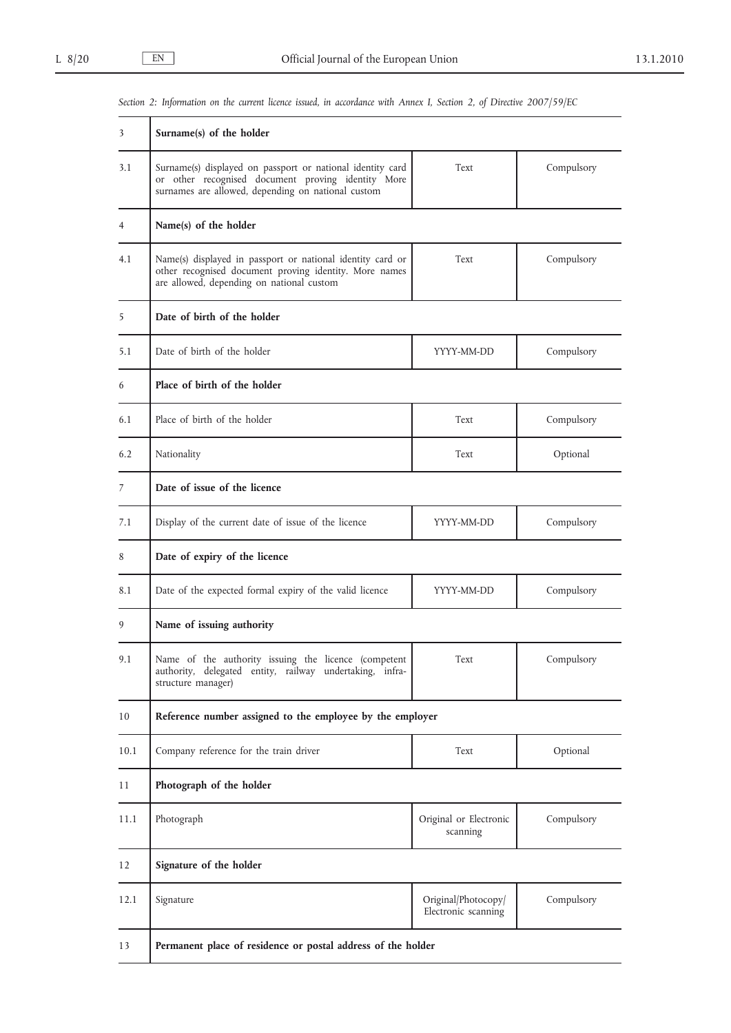*Section 2: Information on the current licence issued, in accordance with Annex I, Section 2, of Directive 2007/59/EC*

| | | | |
|---|---|---|---|
| 3 | **Surname(s) of the holder** | | |
| 3.1 | Surname(s) displayed on passport or national identity card or other recognised document proving identity More surnames are allowed, depending on national custom | Text | Compulsory |
| 4 | **Name(s) of the holder** | | |
| 4.1 | Name(s) displayed in passport or national identity card or other recognised document proving identity. More names are allowed, depending on national custom | Text | Compulsory |
| 5 | **Date of birth of the holder** | | |
| 5.1 | Date of birth of the holder | YYYY-MM-DD | Compulsory |
| 6 | **Place of birth of the holder** | | |
| 6.1 | Place of birth of the holder | Text | Compulsory |
| 6.2 | Nationality | Text | Optional |
| 7 | **Date of issue of the licence** | | |
| 7.1 | Display of the current date of issue of the licence | YYYY-MM-DD | Compulsory |
| 8 | **Date of expiry of the licence** | | |
| 8.1 | Date of the expected formal expiry of the valid licence | YYYY-MM-DD | Compulsory |
| 9 | **Name of issuing authority** | | |
| 9.1 | Name of the authority issuing the licence (competent authority, delegated entity, railway undertaking, infrastructure manager) | Text | Compulsory |
| 10 | **Reference number assigned to the employee by the employer** | | |
| 10.1 | Company reference for the train driver | Text | Optional |
| 11 | **Photograph of the holder** | | |
| 11.1 | Photograph | Original or Electronic scanning | Compulsory |
| 12 | **Signature of the holder** | | |
| 12.1 | Signature | Original/Photocopy/ Electronic scanning | Compulsory |
| 13 | **Permanent place of residence or postal address of the holder** | | |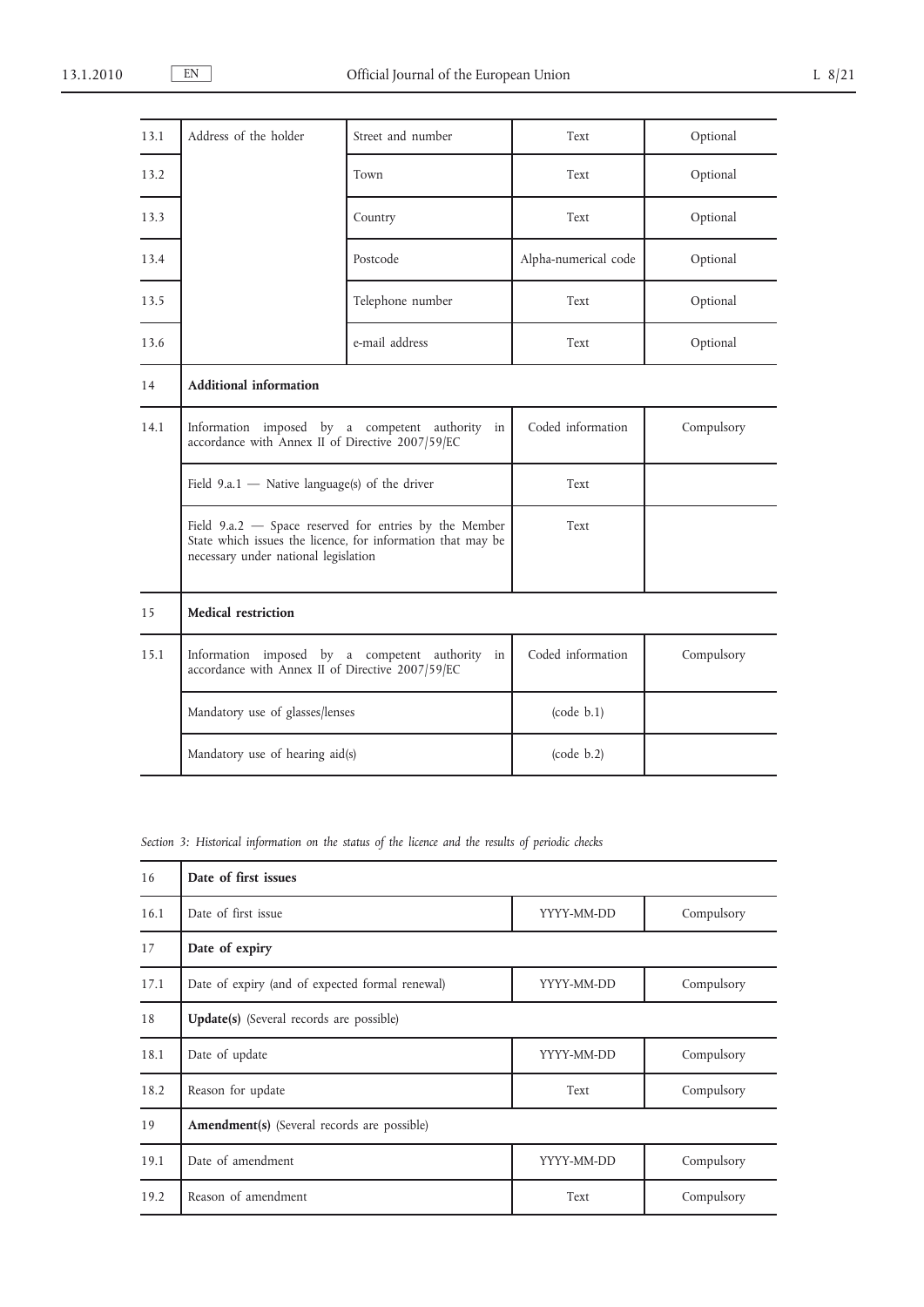| | | | | |
|---|---|---|---|---|
| 13.1 | Address of the holder | Street and number | Text | Optional |
| 13.2 | | Town | Text | Optional |
| 13.3 | | Country | Text | Optional |
| 13.4 | | Postcode | Alpha-numerical code | Optional |
| 13.5 | | Telephone number | Text | Optional |
| 13.6 | | e-mail address | Text | Optional |
| 14 | **Additional information** | | | |
| 14.1 | Information imposed by a competent authority in accordance with Annex II of Directive 2007/59/EC | | Coded information | Compulsory |
| | Field 9.a.1 — Native language(s) of the driver | | Text | |
| | Field 9.a.2 — Space reserved for entries by the Member State which issues the licence, for information that may be necessary under national legislation | | Text | |
| 15 | **Medical restriction** | | | |
| 15.1 | Information imposed by a competent authority in accordance with Annex II of Directive 2007/59/EC | | Coded information | Compulsory |
| | Mandatory use of glasses/lenses | | (code b.1) | |
| | Mandatory use of hearing aid(s) | | (code b.2) | |

*Section 3: Historical information on the status of the licence and the results of periodic checks*

| | | | |
|---|---|---|---|
| 16 | **Date of first issues** | | |
| 16.1 | Date of first issue | YYYY-MM-DD | Compulsory |
| 17 | **Date of expiry** | | |
| 17.1 | Date of expiry (and of expected formal renewal) | YYYY-MM-DD | Compulsory |
| 18 | **Update(s)** (Several records are possible) | | |
| 18.1 | Date of update | YYYY-MM-DD | Compulsory |
| 18.2 | Reason for update | Text | Compulsory |
| 19 | **Amendment(s)** (Several records are possible) | | |
| 19.1 | Date of amendment | YYYY-MM-DD | Compulsory |
| 19.2 | Reason of amendment | Text | Compulsory |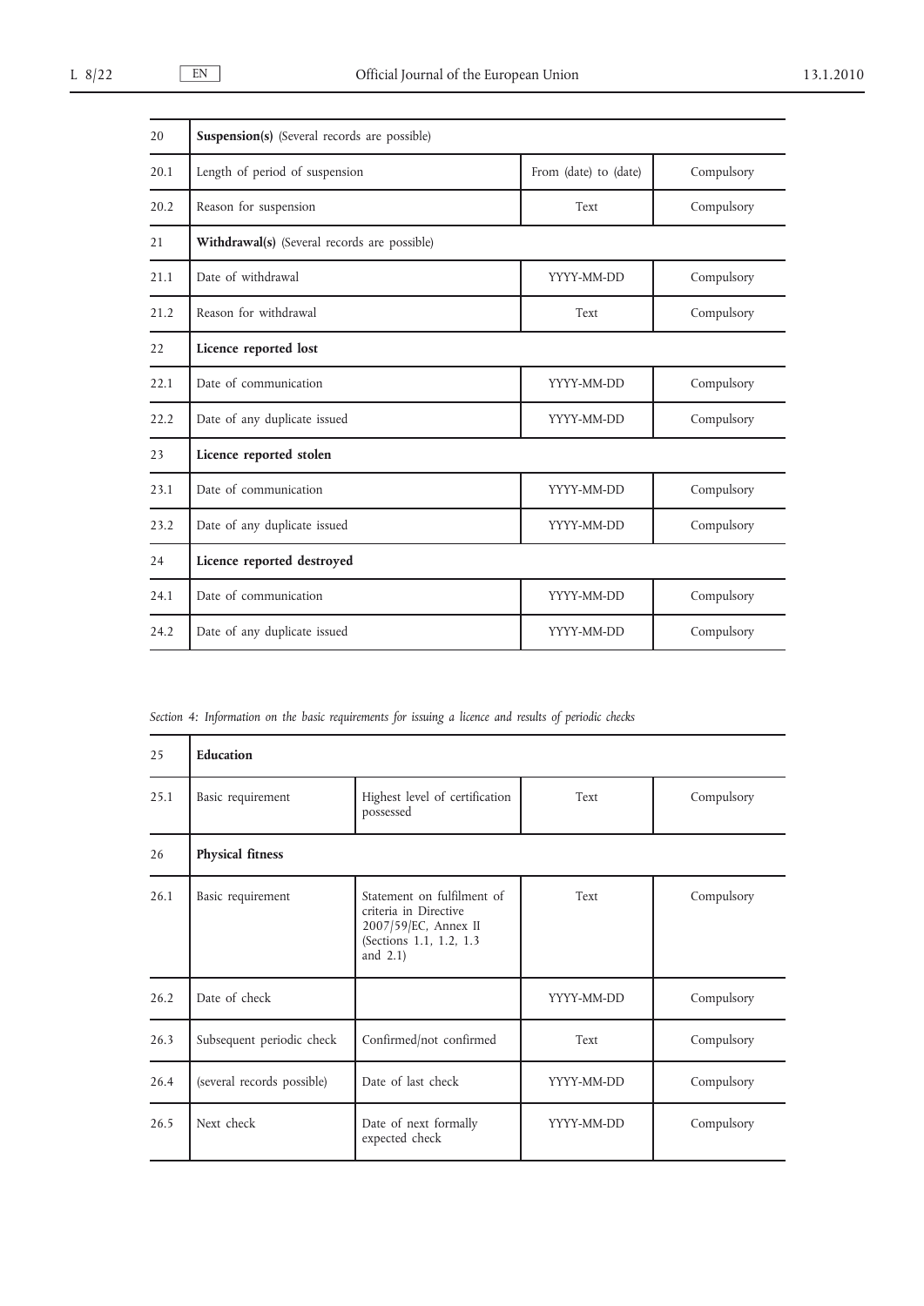| 20 | **Suspension(s)** (Several records are possible) | | |
|---|---|---|---|
| 20.1 | Length of period of suspension | From (date) to (date) | Compulsory |
| 20.2 | Reason for suspension | Text | Compulsory |
| 21 | **Withdrawal(s)** (Several records are possible) | | |
| 21.1 | Date of withdrawal | YYYY-MM-DD | Compulsory |
| 21.2 | Reason for withdrawal | Text | Compulsory |
| 22 | **Licence reported lost** | | |
| 22.1 | Date of communication | YYYY-MM-DD | Compulsory |
| 22.2 | Date of any duplicate issued | YYYY-MM-DD | Compulsory |
| 23 | **Licence reported stolen** | | |
| 23.1 | Date of communication | YYYY-MM-DD | Compulsory |
| 23.2 | Date of any duplicate issued | YYYY-MM-DD | Compulsory |
| 24 | **Licence reported destroyed** | | |
| 24.1 | Date of communication | YYYY-MM-DD | Compulsory |
| 24.2 | Date of any duplicate issued | YYYY-MM-DD | Compulsory |

*Section 4: Information on the basic requirements for issuing a licence and results of periodic checks*

| 25 | **Education** | | | |
|---|---|---|---|---|
| 25.1 | Basic requirement | Highest level of certification possessed | Text | Compulsory |
| 26 | **Physical fitness** | | | |
| 26.1 | Basic requirement | Statement on fulfilment of criteria in Directive 2007/59/EC, Annex II (Sections 1.1, 1.2, 1.3 and 2.1) | Text | Compulsory |
| 26.2 | Date of check | | YYYY-MM-DD | Compulsory |
| 26.3 | Subsequent periodic check | Confirmed/not confirmed | Text | Compulsory |
| 26.4 | (several records possible) | Date of last check | YYYY-MM-DD | Compulsory |
| 26.5 | Next check | Date of next formally expected check | YYYY-MM-DD | Compulsory |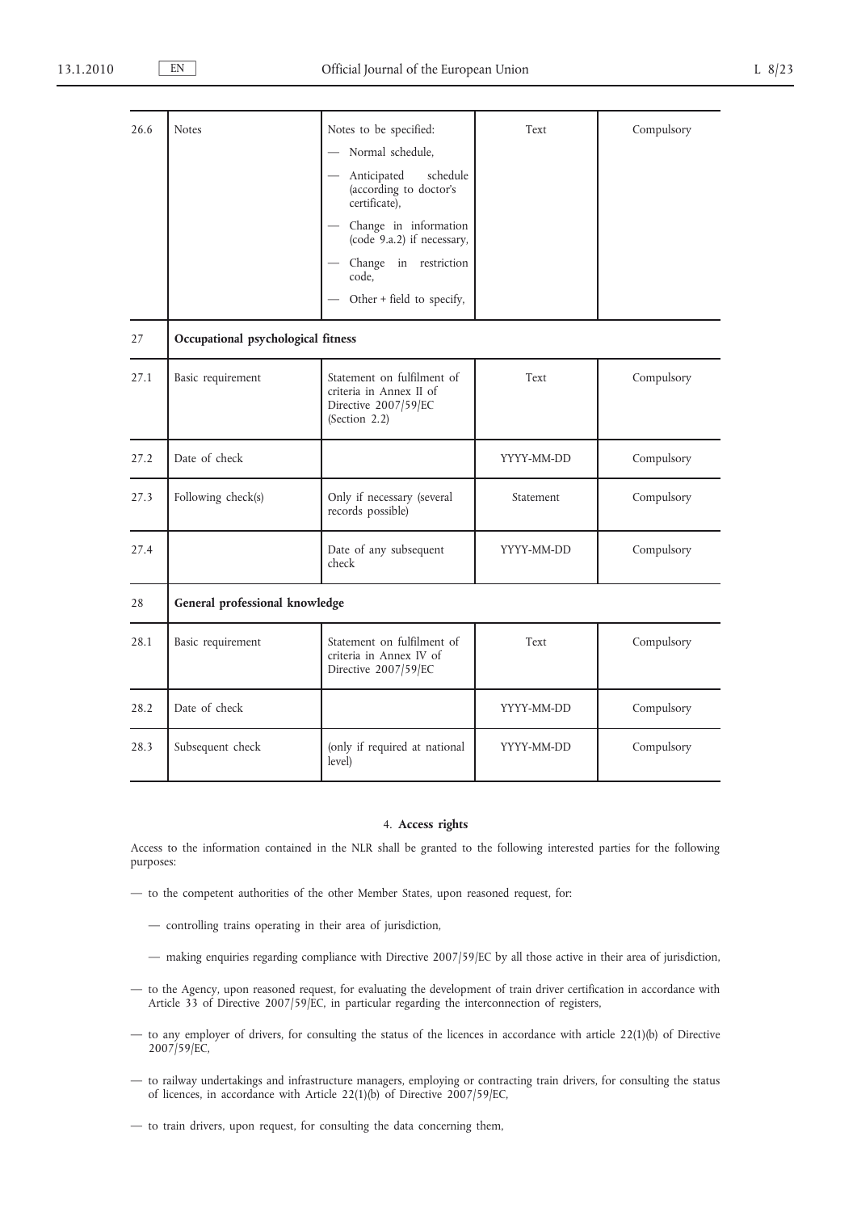| | | | | |
|---|---|---|---|---|
| 26.6 | Notes | Notes to be specified:<br>— Normal schedule,<br>— Anticipated schedule (according to doctor's certificate),<br>— Change in information (code 9.a.2) if necessary,<br>— Change in restriction code,<br>— Other + field to specify, | Text | Compulsory |
| 27 | **Occupational psychological fitness** | | | |
| 27.1 | Basic requirement | Statement on fulfilment of criteria in Annex II of Directive 2007/59/EC (Section 2.2) | Text | Compulsory |
| 27.2 | Date of check | | YYYY-MM-DD | Compulsory |
| 27.3 | Following check(s) | Only if necessary (several records possible) | Statement | Compulsory |
| 27.4 | | Date of any subsequent check | YYYY-MM-DD | Compulsory |
| 28 | **General professional knowledge** | | | |
| 28.1 | Basic requirement | Statement on fulfilment of criteria in Annex IV of Directive 2007/59/EC | Text | Compulsory |
| 28.2 | Date of check | | YYYY-MM-DD | Compulsory |
| 28.3 | Subsequent check | (only if required at national level) | YYYY-MM-DD | Compulsory |

## 4. **Access rights**

Access to the information contained in the NLR shall be granted to the following interested parties for the following purposes:

- to the competent authorities of the other Member States, upon reasoned request, for:
  - controlling trains operating in their area of jurisdiction,
  - making enquiries regarding compliance with Directive 2007/59/EC by all those active in their area of jurisdiction,
- to the Agency, upon reasoned request, for evaluating the development of train driver certification in accordance with Article 33 of Directive 2007/59/EC, in particular regarding the interconnection of registers,
- to any employer of drivers, for consulting the status of the licences in accordance with article 22(1)(b) of Directive 2007/59/EC,
- to railway undertakings and infrastructure managers, employing or contracting train drivers, for consulting the status of licences, in accordance with Article 22(1)(b) of Directive 2007/59/EC,
- to train drivers, upon request, for consulting the data concerning them,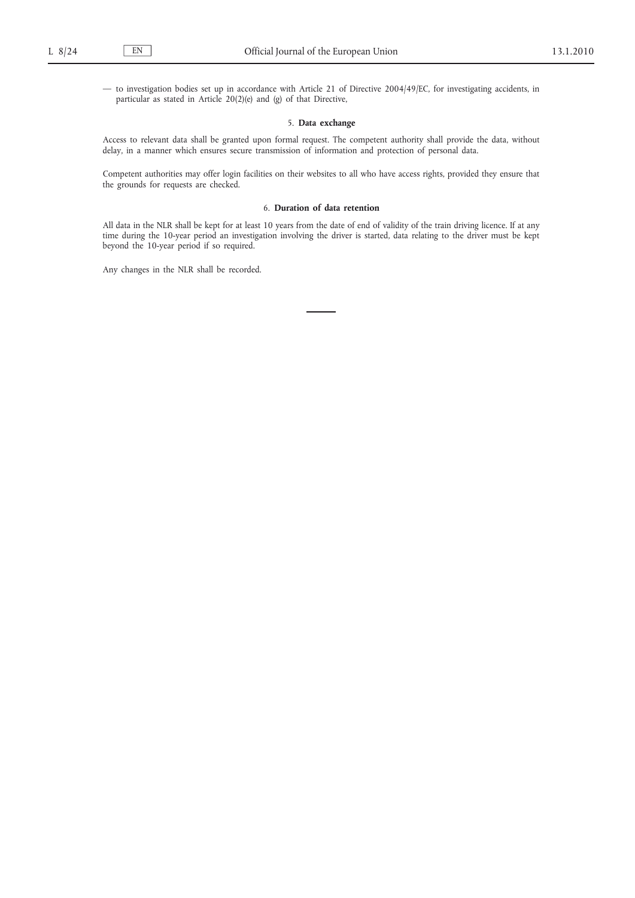— to investigation bodies set up in accordance with Article 21 of Directive 2004/49/EC, for investigating accidents, in particular as stated in Article 20(2)(e) and (g) of that Directive,

5. **Data exchange**

Access to relevant data shall be granted upon formal request. The competent authority shall provide the data, without delay, in a manner which ensures secure transmission of information and protection of personal data.

Competent authorities may offer login facilities on their websites to all who have access rights, provided they ensure that the grounds for requests are checked.

6. **Duration of data retention**

All data in the NLR shall be kept for at least 10 years from the date of end of validity of the train driving licence. If at any time during the 10-year period an investigation involving the driver is started, data relating to the driver must be kept beyond the 10-year period if so required.

Any changes in the NLR shall be recorded.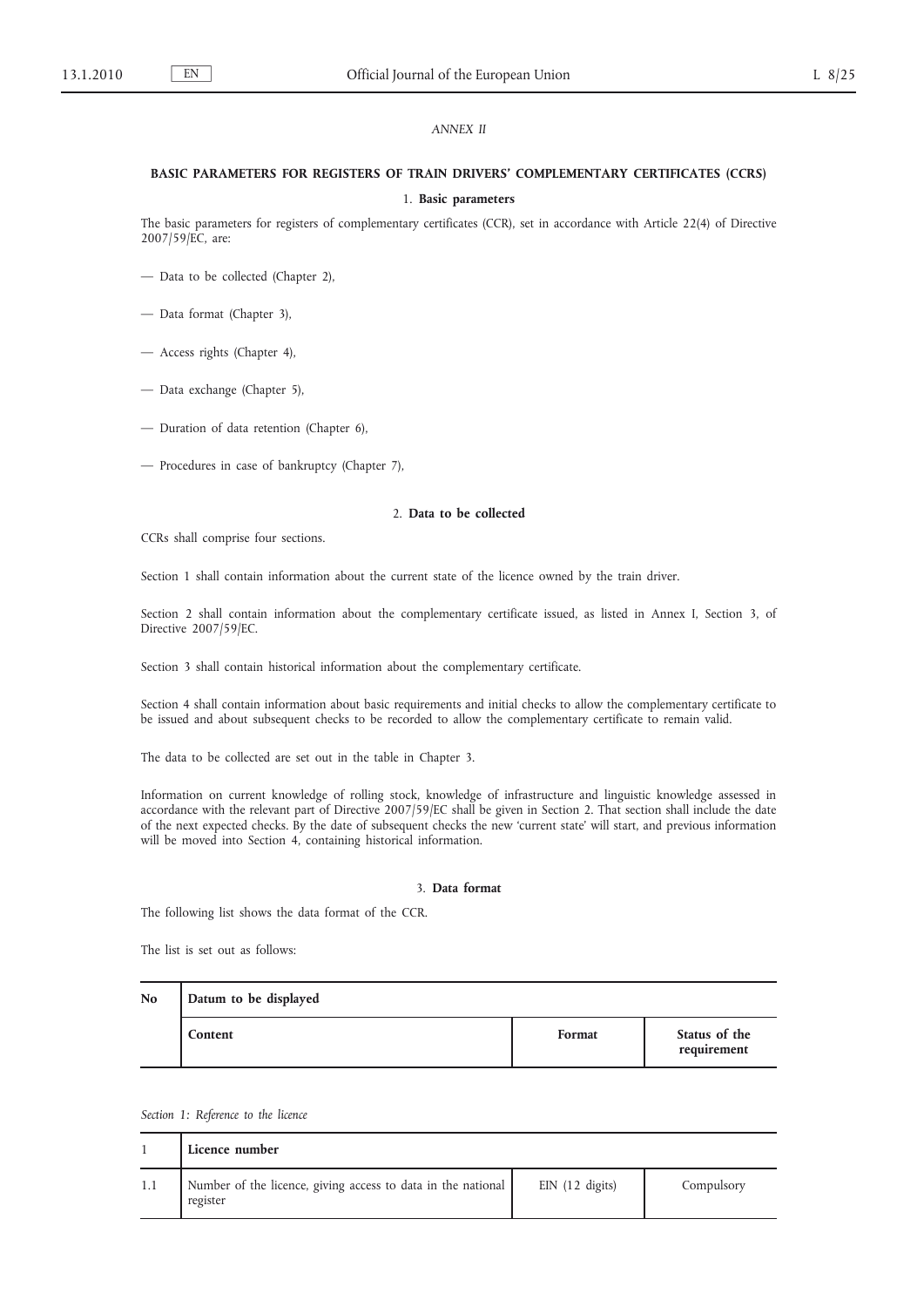*ANNEX II*

## BASIC PARAMETERS FOR REGISTERS OF TRAIN DRIVERS' COMPLEMENTARY CERTIFICATES (CCRS)

### 1. Basic parameters

The basic parameters for registers of complementary certificates (CCR), set in accordance with Article 22(4) of Directive 2007/59/EC, are:

— Data to be collected (Chapter 2),

— Data format (Chapter 3),

— Access rights (Chapter 4),

— Data exchange (Chapter 5),

— Duration of data retention (Chapter 6),

— Procedures in case of bankruptcy (Chapter 7),

### 2. Data to be collected

CCRs shall comprise four sections.

Section 1 shall contain information about the current state of the licence owned by the train driver.

Section 2 shall contain information about the complementary certificate issued, as listed in Annex I, Section 3, of Directive 2007/59/EC.

Section 3 shall contain historical information about the complementary certificate.

Section 4 shall contain information about basic requirements and initial checks to allow the complementary certificate to be issued and about subsequent checks to be recorded to allow the complementary certificate to remain valid.

The data to be collected are set out in the table in Chapter 3.

Information on current knowledge of rolling stock, knowledge of infrastructure and linguistic knowledge assessed in accordance with the relevant part of Directive 2007/59/EC shall be given in Section 2. That section shall include the date of the next expected checks. By the date of subsequent checks the new 'current state' will start, and previous information will be moved into Section 4, containing historical information.

### 3. Data format

The following list shows the data format of the CCR.

The list is set out as follows:

| No | Datum to be displayed | | |
|---|---|---|---|
| | **Content** | **Format** | **Status of the requirement** |

*Section 1: Reference to the licence*

| 1 | Licence number | | |
|---|---|---|---|
| 1.1 | Number of the licence, giving access to data in the national register | EIN (12 digits) | Compulsory |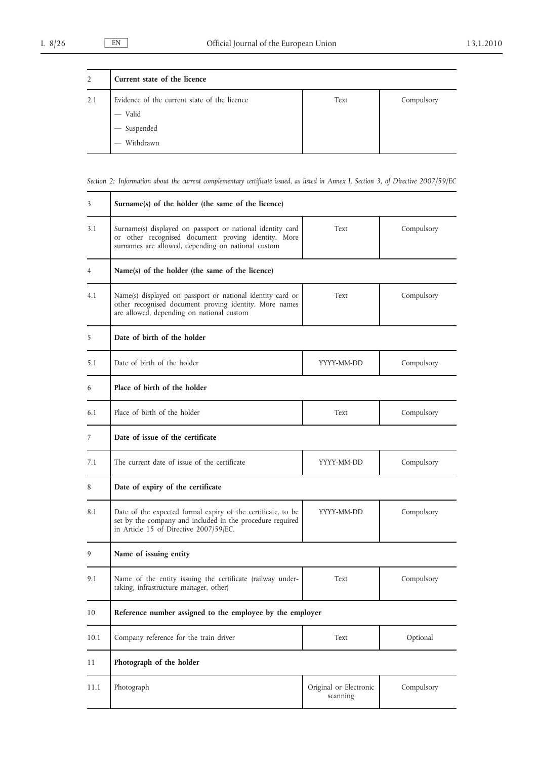| 2 | **Current state of the licence** | | |
|---|---|---|---|
| 2.1 | Evidence of the current state of the licence<br>— Valid<br>— Suspended<br>— Withdrawn | Text | Compulsory |

*Section 2: Information about the current complementary certificate issued, as listed in Annex I, Section 3, of Directive 2007/59/EC*

| 3 | **Surname(s) of the holder (the same of the licence)** | | |
|---|---|---|---|
| 3.1 | Surname(s) displayed on passport or national identity card or other recognised document proving identity. More surnames are allowed, depending on national custom | Text | Compulsory |
| 4 | **Name(s) of the holder (the same of the licence)** | | |
| 4.1 | Name(s) displayed on passport or national identity card or other recognised document proving identity. More names are allowed, depending on national custom | Text | Compulsory |
| 5 | **Date of birth of the holder** | | |
| 5.1 | Date of birth of the holder | YYYY-MM-DD | Compulsory |
| 6 | **Place of birth of the holder** | | |
| 6.1 | Place of birth of the holder | Text | Compulsory |
| 7 | **Date of issue of the certificate** | | |
| 7.1 | The current date of issue of the certificate | YYYY-MM-DD | Compulsory |
| 8 | **Date of expiry of the certificate** | | |
| 8.1 | Date of the expected formal expiry of the certificate, to be set by the company and included in the procedure required in Article 15 of Directive 2007/59/EC. | YYYY-MM-DD | Compulsory |
| 9 | **Name of issuing entity** | | |
| 9.1 | Name of the entity issuing the certificate (railway undertaking, infrastructure manager, other) | Text | Compulsory |
| 10 | **Reference number assigned to the employee by the employer** | | |
| 10.1 | Company reference for the train driver | Text | Optional |
| 11 | **Photograph of the holder** | | |
| 11.1 | Photograph | Original or Electronic scanning | Compulsory |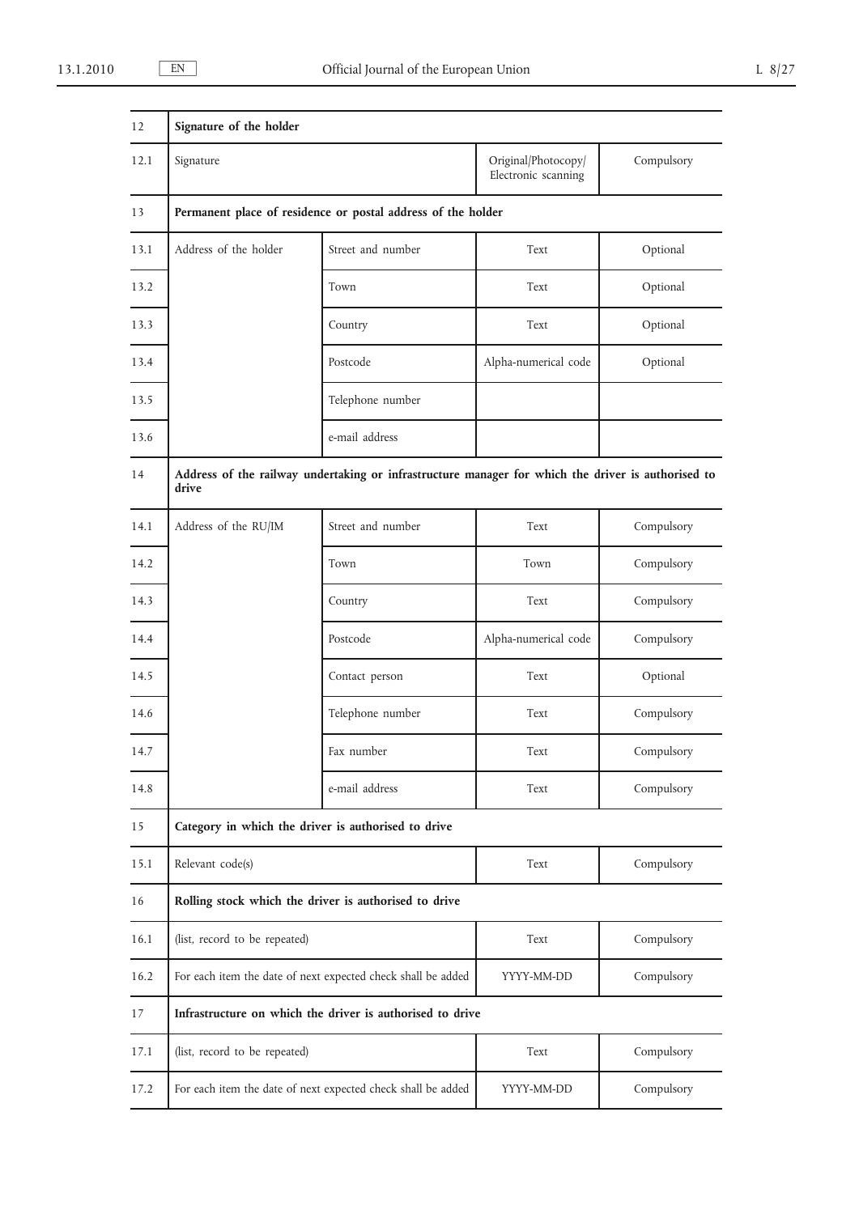| | | | | |
|---|---|---|---|---|
| 12 | **Signature of the holder** | | | |
| 12.1 | Signature | | Original/Photocopy/ Electronic scanning | Compulsory |
| 13 | **Permanent place of residence or postal address of the holder** | | | |
| 13.1 | Address of the holder | Street and number | Text | Optional |
| 13.2 | | Town | Text | Optional |
| 13.3 | | Country | Text | Optional |
| 13.4 | | Postcode | Alpha-numerical code | Optional |
| 13.5 | | Telephone number | | |
| 13.6 | | e-mail address | | |
| 14 | **Address of the railway undertaking or infrastructure manager for which the driver is authorised to drive** | | | |
| 14.1 | Address of the RU/IM | Street and number | Text | Compulsory |
| 14.2 | | Town | Town | Compulsory |
| 14.3 | | Country | Text | Compulsory |
| 14.4 | | Postcode | Alpha-numerical code | Compulsory |
| 14.5 | | Contact person | Text | Optional |
| 14.6 | | Telephone number | Text | Compulsory |
| 14.7 | | Fax number | Text | Compulsory |
| 14.8 | | e-mail address | Text | Compulsory |
| 15 | **Category in which the driver is authorised to drive** | | | |
| 15.1 | Relevant code(s) | | Text | Compulsory |
| 16 | **Rolling stock which the driver is authorised to drive** | | | |
| 16.1 | (list, record to be repeated) | | Text | Compulsory |
| 16.2 | For each item the date of next expected check shall be added | | YYYY-MM-DD | Compulsory |
| 17 | **Infrastructure on which the driver is authorised to drive** | | | |
| 17.1 | (list, record to be repeated) | | Text | Compulsory |
| 17.2 | For each item the date of next expected check shall be added | | YYYY-MM-DD | Compulsory |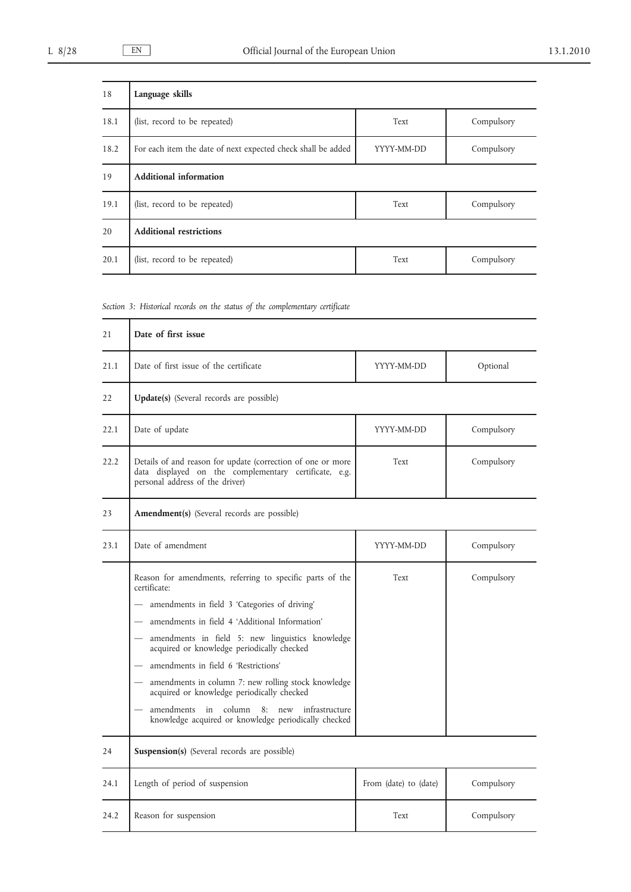| 18 | **Language skills** | | |
|---|---|---|---|
| 18.1 | (list, record to be repeated) | Text | Compulsory |
| 18.2 | For each item the date of next expected check shall be added | YYYY-MM-DD | Compulsory |
| 19 | **Additional information** | | |
| 19.1 | (list, record to be repeated) | Text | Compulsory |
| 20 | **Additional restrictions** | | |
| 20.1 | (list, record to be repeated) | Text | Compulsory |

*Section 3: Historical records on the status of the complementary certificate*

| 21 | **Date of first issue** | | |
|---|---|---|---|
| 21.1 | Date of first issue of the certificate | YYYY-MM-DD | Optional |
| 22 | **Update(s)** (Several records are possible) | | |
| 22.1 | Date of update | YYYY-MM-DD | Compulsory |
| 22.2 | Details of and reason for update (correction of one or more data displayed on the complementary certificate, e.g. personal address of the driver) | Text | Compulsory |
| 23 | **Amendment(s)** (Several records are possible) | | |
| 23.1 | Date of amendment | YYYY-MM-DD | Compulsory |
| | Reason for amendments, referring to specific parts of the certificate:<br>— amendments in field 3 'Categories of driving'<br>— amendments in field 4 'Additional Information'<br>— amendments in field 5: new linguistics knowledge acquired or knowledge periodically checked<br>— amendments in field 6 'Restrictions'<br>— amendments in column 7: new rolling stock knowledge acquired or knowledge periodically checked<br>— amendments in column 8: new infrastructure knowledge acquired or knowledge periodically checked | Text | Compulsory |
| 24 | **Suspension(s)** (Several records are possible) | | |
| 24.1 | Length of period of suspension | From (date) to (date) | Compulsory |
| 24.2 | Reason for suspension | Text | Compulsory |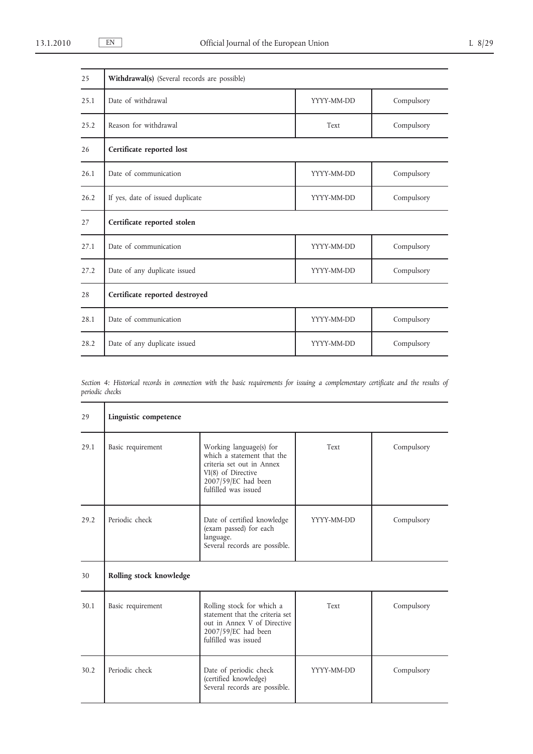| | | | |
|---|---|---|---|
| 25 | **Withdrawal(s)** (Several records are possible) | | |
| 25.1 | Date of withdrawal | YYYY-MM-DD | Compulsory |
| 25.2 | Reason for withdrawal | Text | Compulsory |
| 26 | **Certificate reported lost** | | |
| 26.1 | Date of communication | YYYY-MM-DD | Compulsory |
| 26.2 | If yes, date of issued duplicate | YYYY-MM-DD | Compulsory |
| 27 | **Certificate reported stolen** | | |
| 27.1 | Date of communication | YYYY-MM-DD | Compulsory |
| 27.2 | Date of any duplicate issued | YYYY-MM-DD | Compulsory |
| 28 | **Certificate reported destroyed** | | |
| 28.1 | Date of communication | YYYY-MM-DD | Compulsory |
| 28.2 | Date of any duplicate issued | YYYY-MM-DD | Compulsory |

*Section 4: Historical records in connection with the basic requirements for issuing a complementary certificate and the results of periodic checks*

| | | | | |
|---|---|---|---|---|
| 29 | **Linguistic competence** | | | |
| 29.1 | Basic requirement | Working language(s) for which a statement that the criteria set out in Annex VI(8) of Directive 2007/59/EC had been fulfilled was issued | Text | Compulsory |
| 29.2 | Periodic check | Date of certified knowledge (exam passed) for each language. Several records are possible. | YYYY-MM-DD | Compulsory |
| 30 | **Rolling stock knowledge** | | | |
| 30.1 | Basic requirement | Rolling stock for which a statement that the criteria set out in Annex V of Directive 2007/59/EC had been fulfilled was issued | Text | Compulsory |
| 30.2 | Periodic check | Date of periodic check (certified knowledge) Several records are possible. | YYYY-MM-DD | Compulsory |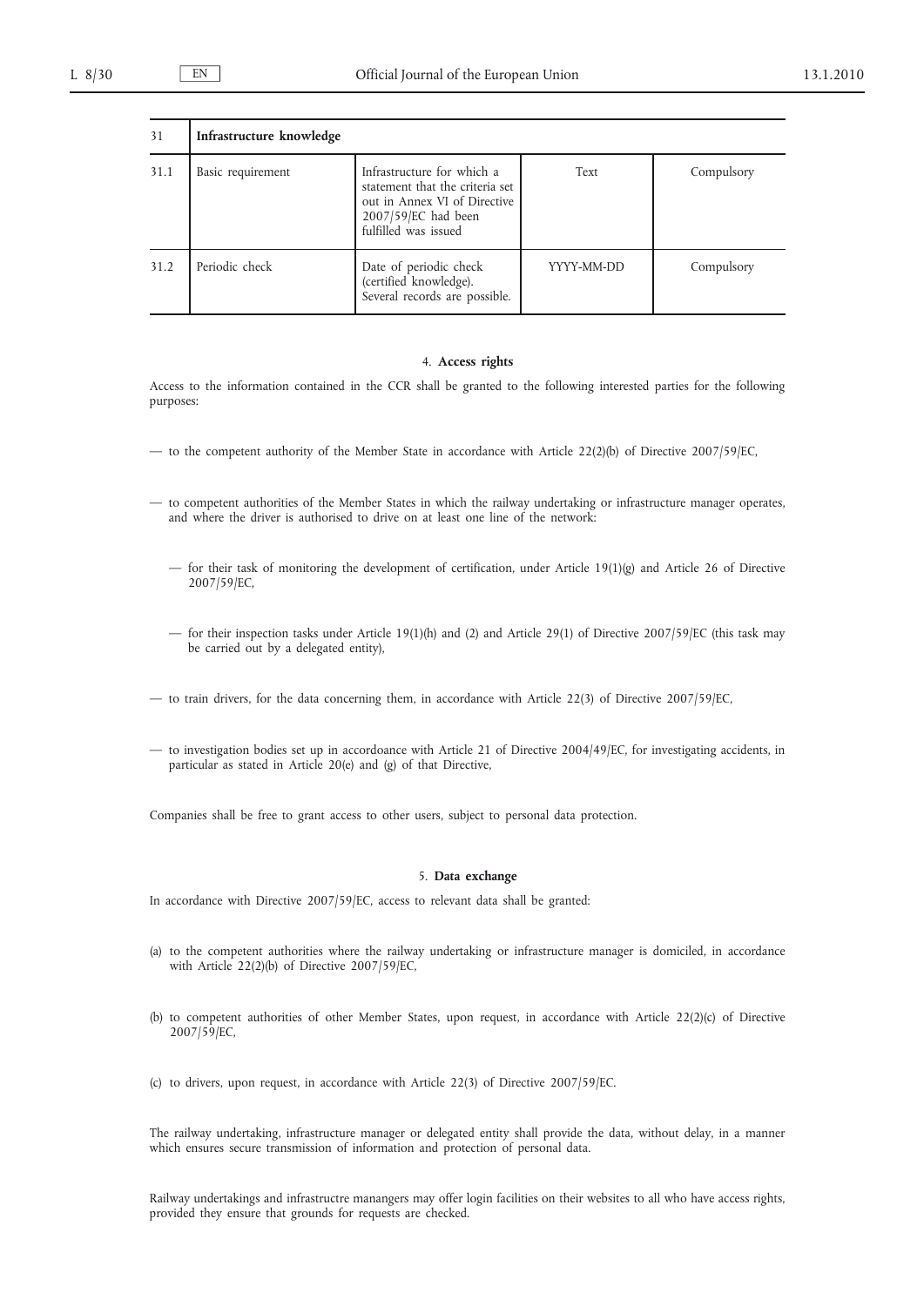| 31 | Infrastructure knowledge | | | |
|---|---|---|---|---|
| 31.1 | Basic requirement | Infrastructure for which a statement that the criteria set out in Annex VI of Directive 2007/59/EC had been fulfilled was issued | Text | Compulsory |
| 31.2 | Periodic check | Date of periodic check (certified knowledge). Several records are possible. | YYYY-MM-DD | Compulsory |

#### 4. **Access rights**

Access to the information contained in the CCR shall be granted to the following interested parties for the following purposes:

— to the competent authority of the Member State in accordance with Article 22(2)(b) of Directive 2007/59/EC,

— to competent authorities of the Member States in which the railway undertaking or infrastructure manager operates, and where the driver is authorised to drive on at least one line of the network:

  — for their task of monitoring the development of certification, under Article 19(1)(g) and Article 26 of Directive 2007/59/EC,

  — for their inspection tasks under Article 19(1)(h) and (2) and Article 29(1) of Directive 2007/59/EC (this task may be carried out by a delegated entity),

— to train drivers, for the data concerning them, in accordance with Article 22(3) of Directive 2007/59/EC,

— to investigation bodies set up in accordoance with Article 21 of Directive 2004/49/EC, for investigating accidents, in particular as stated in Article 20(e) and (g) of that Directive,

Companies shall be free to grant access to other users, subject to personal data protection.

#### 5. **Data exchange**

In accordance with Directive 2007/59/EC, access to relevant data shall be granted:

(a) to the competent authorities where the railway undertaking or infrastructure manager is domiciled, in accordance with Article 22(2)(b) of Directive 2007/59/EC,

(b) to competent authorities of other Member States, upon request, in accordance with Article 22(2)(c) of Directive 2007/59/EC,

(c) to drivers, upon request, in accordance with Article 22(3) of Directive 2007/59/EC.

The railway undertaking, infrastructure manager or delegated entity shall provide the data, without delay, in a manner which ensures secure transmission of information and protection of personal data.

Railway undertakings and infrastructre manangers may offer login facilities on their websites to all who have access rights, provided they ensure that grounds for requests are checked.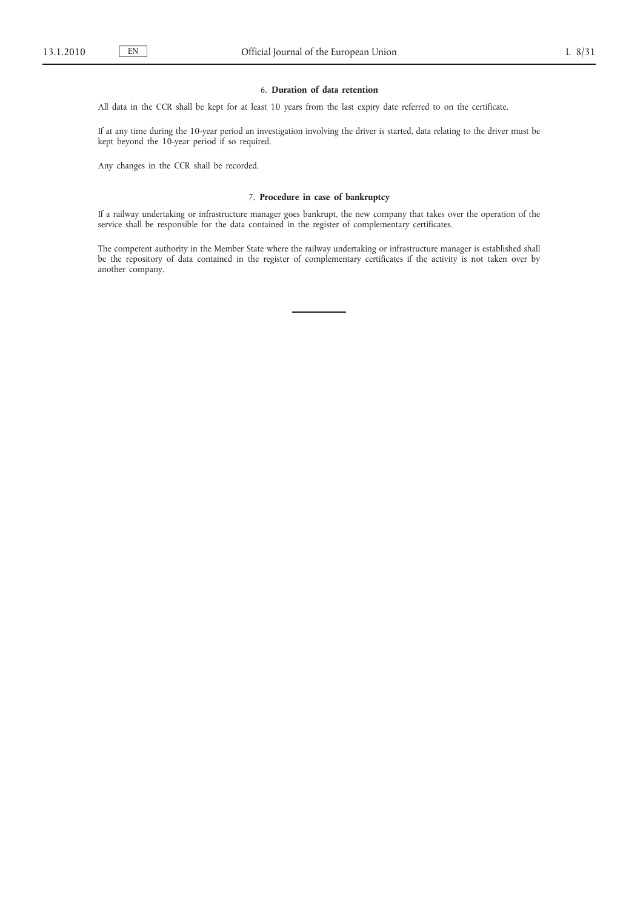## 6. **Duration of data retention**

All data in the CCR shall be kept for at least 10 years from the last expiry date referred to on the certificate.

If at any time during the 10-year period an investigation involving the driver is started, data relating to the driver must be kept beyond the 10-year period if so required.

Any changes in the CCR shall be recorded.

## 7. **Procedure in case of bankruptcy**

If a railway undertaking or infrastructure manager goes bankrupt, the new company that takes over the operation of the service shall be responsible for the data contained in the register of complementary certificates.

The competent authority in the Member State where the railway undertaking or infrastructure manager is established shall be the repository of data contained in the register of complementary certificates if the activity is not taken over by another company.